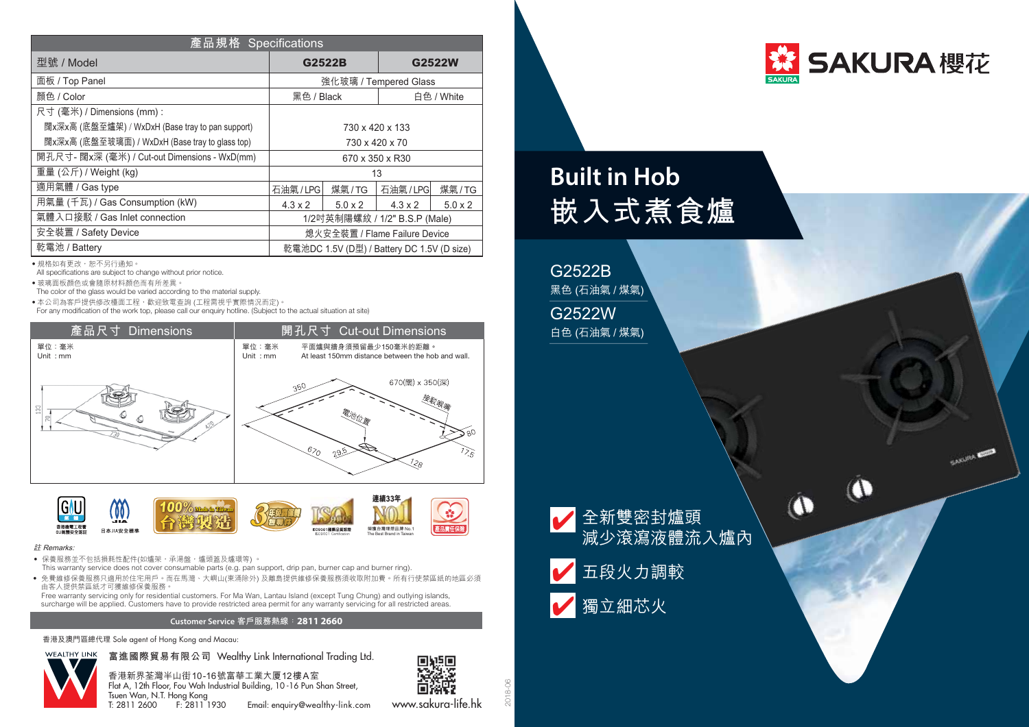# SAKURA 櫻花

## Built in Hob
## 嵌入式煮食爐

**G2522B**
黑色 (石油氣 / 煤氣)

**G2522W**
白色 (石油氣 / 煤氣)

- ✔ 全新雙密封爐頭 減少滾瀉液體流入爐內
- ✔ 五段火力調較
- ✔ 獨立細芯火

## 產品規格 Specifications

| 型號 / Model | G2522B | | G2522W | |
|---|---|---|---|---|
| 面板 / Top Panel | 強化玻璃 / Tempered Glass | | | |
| 顏色 / Color | 黑色 / Black | | 白色 / White | |
| 尺寸 (毫米) / Dimensions (mm) : | | | | |
| 闊x深x高 (底盤至爐架) / WxDxH (Base tray to pan support) | 730 x 420 x 133 | | | |
| 闊x深x高 (底盤至玻璃面) / WxDxH (Base tray to glass top) | 730 x 420 x 70 | | | |
| 開孔尺寸- 闊x深 (毫米) / Cut-out Dimensions - WxD(mm) | 670 x 350 x R30 | | | |
| 重量 (公斤) / Weight (kg) | 13 | | | |
| 適用氣體 / Gas type | 石油氣 / LPG | 煤氣 / TG | 石油氣 / LPG | 煤氣 / TG |
| 用氣量 (千瓦) / Gas Consumption (kW) | 4.3 x 2 | 5.0 x 2 | 4.3 x 2 | 5.0 x 2 |
| 氣體入口接駁 / Gas Inlet connection | 1/2吋英制陽螺紋 / 1/2" B.S.P (Male) | | | |
| 安全裝置 / Safety Device | 熄火安全裝置 / Flame Failure Device | | | |
| 乾電池 / Battery | 乾電池DC 1.5V (D型) / Battery DC 1.5V (D size) | | | |

- 規格如有更改，恕不另行通知。
  All specifications are subject to change without prior notice.
- 玻璃面板顏色或會隨原材料顏色而有所差異。
  The color of the glass would be varied according to the material supply.
- 本公司為客戶提供修改檯面工程，歡迎致電查詢 (工程需視乎實際情況而定)。
  For any modification of the work top, please call our enquiry hotline. (Subject to the actual situation at site)

## 產品尺寸 Dimensions

單位：毫米
Unit : mm

## 開孔尺寸 Cut-out Dimensions

單位：毫米
Unit : mm

平面爐與牆身須預留最少150毫米的距離。
At least 150mm distance between the hob and wall.

670(闊) x 350(深)

*註 Remarks:*

- 保養服務並不包括損耗性配件(如爐架，承湯盤，爐頭蓋及爐環等)。
  This warranty service does not cover consumable parts (e.g. pan support, drip pan, burner cap and burner ring).
- 免費維修保養服務只適用於住宅用戶。而在馬灣、大嶼山(東涌除外) 及離島提供維修保養服務須收取附加費。所有行使禁區紙的地區必須由客人提供禁區紙才可獲維修保養服務。
  Free warranty servicing only for residential customers. For Ma Wan, Lantau Island (except Tung Chung) and outlying islands, surcharge will be applied. Customers have to provide restricted area permit for any warranty servicing for all restricted areas.

**Customer Service 客戶服務熱線：2811 2660**

香港及澳門區總代理 Sole agent of Hong Kong and Macau:

富進國際貿易有限公司 Wealthy Link International Trading Ltd.

香港新界荃灣半山街10-16號富華工業大廈12樓A室
Flat A, 12th Floor, Fou Wah Industrial Building, 10-16 Pun Shan Street, Tsuen Wan, N.T. Hong Kong
T: 2811 2600 F: 2811 1930 Email: enquiry@wealthy-link.com

www.sakura-life.hk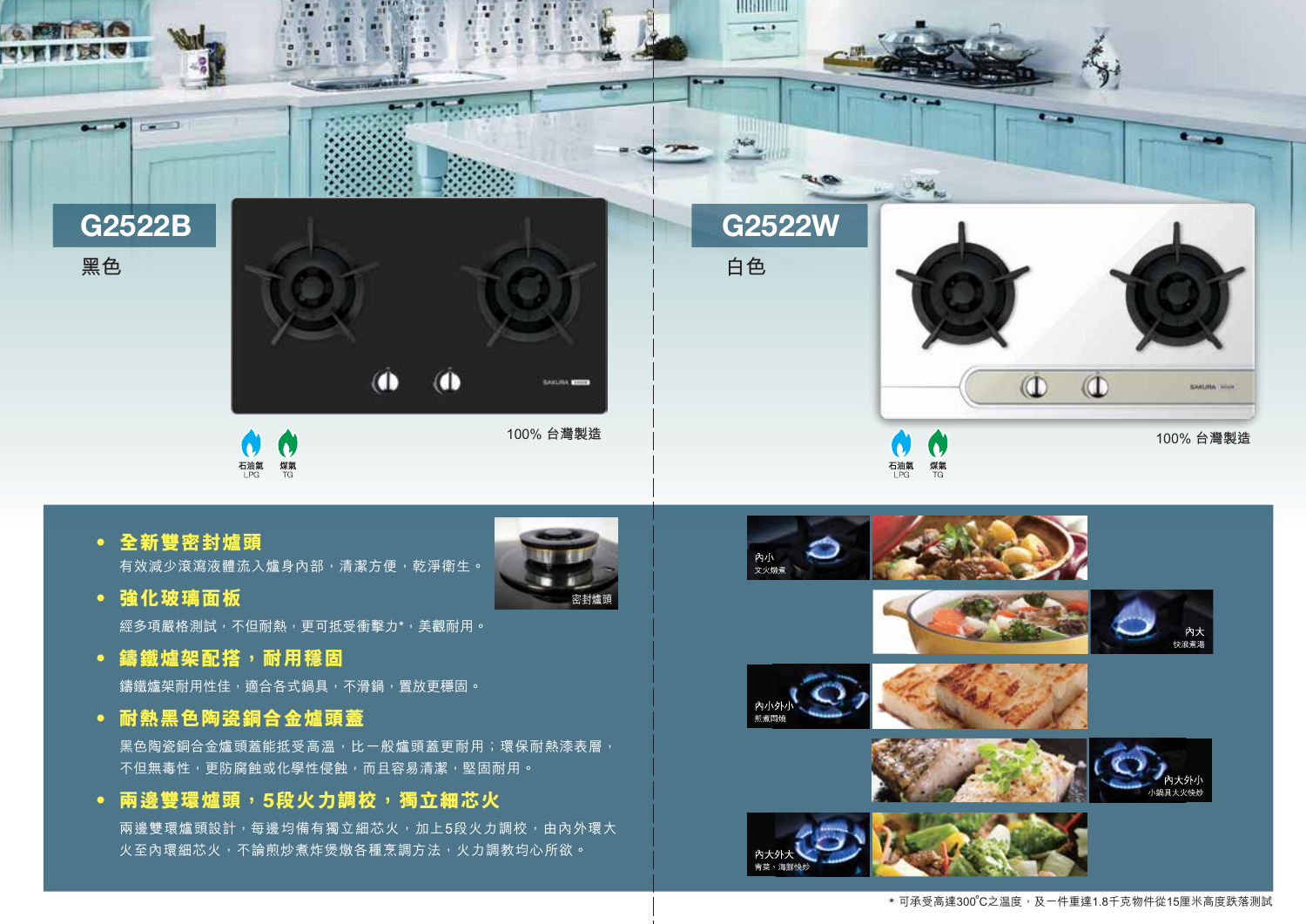## G2522B

黑色

石油氣 LPG　煤氣 TG

100% 台灣製造

## G2522W

白色

石油氣 LPG　煤氣 TG

100% 台灣製造

- **全新雙密封爐頭**

  有效減少滾瀉液體流入爐身內部，清潔方便，乾淨衛生。

  密封爐頭

- **強化玻璃面板**

  經多項嚴格測試，不但耐熱，更可抵受衝擊力*，美觀耐用。

- **鑄鐵爐架配搭，耐用穩固**

  鑄鐵爐架耐用性佳，適合各式鍋具，不滑鍋，置放更穩固。

- **耐熱黑色陶瓷銅合金爐頭蓋**

  黑色陶瓷銅合金爐頭蓋能抵受高溫，比一般爐頭蓋更耐用；環保耐熱漆表層，不但無毒性，更防腐蝕或化學性侵蝕，而且容易清潔，堅固耐用。

- **兩邊雙環爐頭，5段火力調校，獨立細芯火**

  兩邊雙環爐頭設計，每邊均備有獨立細芯火，加上5段火力調校，由內外環大火至內環細芯火，不論煎炒煮炸煲燉各種烹調方法，火力調教均心所欲。

內小
文火燉煮

內大
快滾煮湯

內小外小
煎煮悶燒

內大外小
小鍋具大火快炒

內大外大
青菜、海鮮快炒

* 可承受高達300°C之溫度，及一件重達1.8千克物件從15厘米高度跌落測試